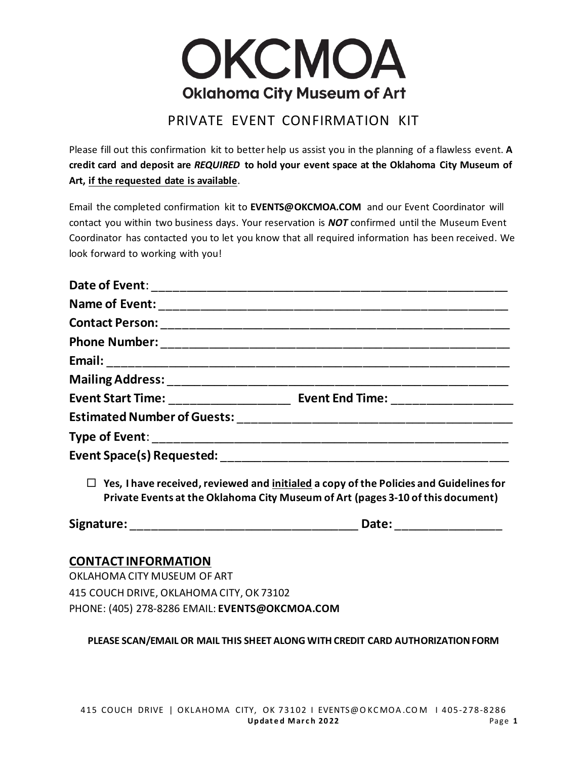# OKCMOA

**Oklahoma City Museum of Art**

## PRIVATE EVENT CONFIRMATION KIT

Please fill out this confirmation kit to better help us assist you in the planning of a flawless event. **A credit card and deposit are *REQUIRED* to hold your event space at the Oklahoma City Museum of Art, <u>if the requested date is available</u>**.

Email the completed confirmation kit to **EVENTS@OKCMOA.COM** and our Event Coordinator will contact you within two business days. Your reservation is ***NOT*** confirmed until the Museum Event Coordinator has contacted you to let you know that all required information has been received. We look forward to working with you!

**Date of Event**: _______________________________________________________

**Name of Event:** _______________________________________________________

**Contact Person:** _______________________________________________________

**Phone Number:** _______________________________________________________

**Email:** ______________________________________________________________

**Mailing Address:** ______________________________________________________

**Event Start Time:** __________________ **Event End Time:** __________________

**Estimated Number of Guests:** ________________________________________

**Type of Event**: ________________________________________________________

**Event Space(s) Requested:** __________________________________________

☐ **Yes, I have received, reviewed and <u>initialed</u> a copy of the Policies and Guidelines for Private Events at the Oklahoma City Museum of Art (pages 3-10 of this document)**

**Signature:** _________________________________ **Date:** ________________

## CONTACT INFORMATION

OKLAHOMA CITY MUSEUM OF ART
415 COUCH DRIVE, OKLAHOMA CITY, OK 73102
PHONE: (405) 278-8286 EMAIL: **EVENTS@OKCMOA.COM**

**PLEASE SCAN/EMAIL OR MAIL THIS SHEET ALONG WITH CREDIT CARD AUTHORIZATION FORM**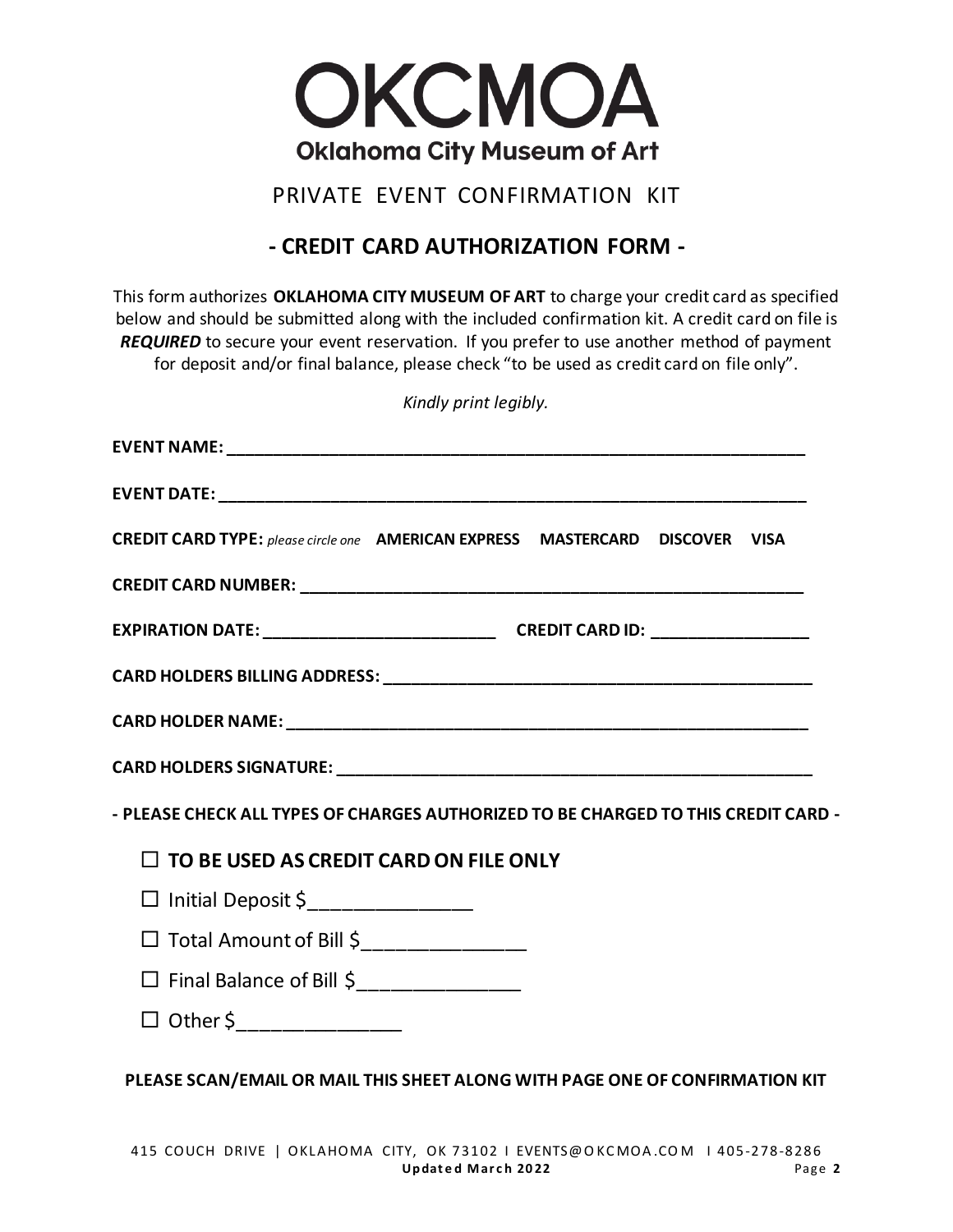# OKCMOA

**Oklahoma City Museum of Art**

## PRIVATE EVENT CONFIRMATION KIT

## - CREDIT CARD AUTHORIZATION FORM -

This form authorizes **OKLAHOMA CITY MUSEUM OF ART** to charge your credit card as specified below and should be submitted along with the included confirmation kit. A credit card on file is ***REQUIRED*** to secure your event reservation. If you prefer to use another method of payment for deposit and/or final balance, please check "to be used as credit card on file only".

*Kindly print legibly.*

**EVENT NAME:** ____________________________________________________________

**EVENT DATE:** ____________________________________________________________

**CREDIT CARD TYPE:** *please circle one* **AMERICAN EXPRESS MASTERCARD DISCOVER VISA**

**CREDIT CARD NUMBER:** ____________________________________________________

**EXPIRATION DATE:** _______________________ **CREDIT CARD ID:** _______________

**CARD HOLDERS BILLING ADDRESS:** ____________________________________________

**CARD HOLDER NAME:** _____________________________________________________

**CARD HOLDERS SIGNATURE:** ________________________________________________

**- PLEASE CHECK ALL TYPES OF CHARGES AUTHORIZED TO BE CHARGED TO THIS CREDIT CARD -**

- ☐ **TO BE USED AS CREDIT CARD ON FILE ONLY**
- ☐ Initial Deposit $_______________
- ☐ Total Amount of Bill $_______________
- ☐ Final Balance of Bill $_______________
- ☐ Other $_______________

**PLEASE SCAN/EMAIL OR MAIL THIS SHEET ALONG WITH PAGE ONE OF CONFIRMATION KIT**

415 COUCH DRIVE | OKLAHOMA CITY, OK 73102 I EVENTS@OKCMOA.COM I 405-278-8286

**Updated March 2022**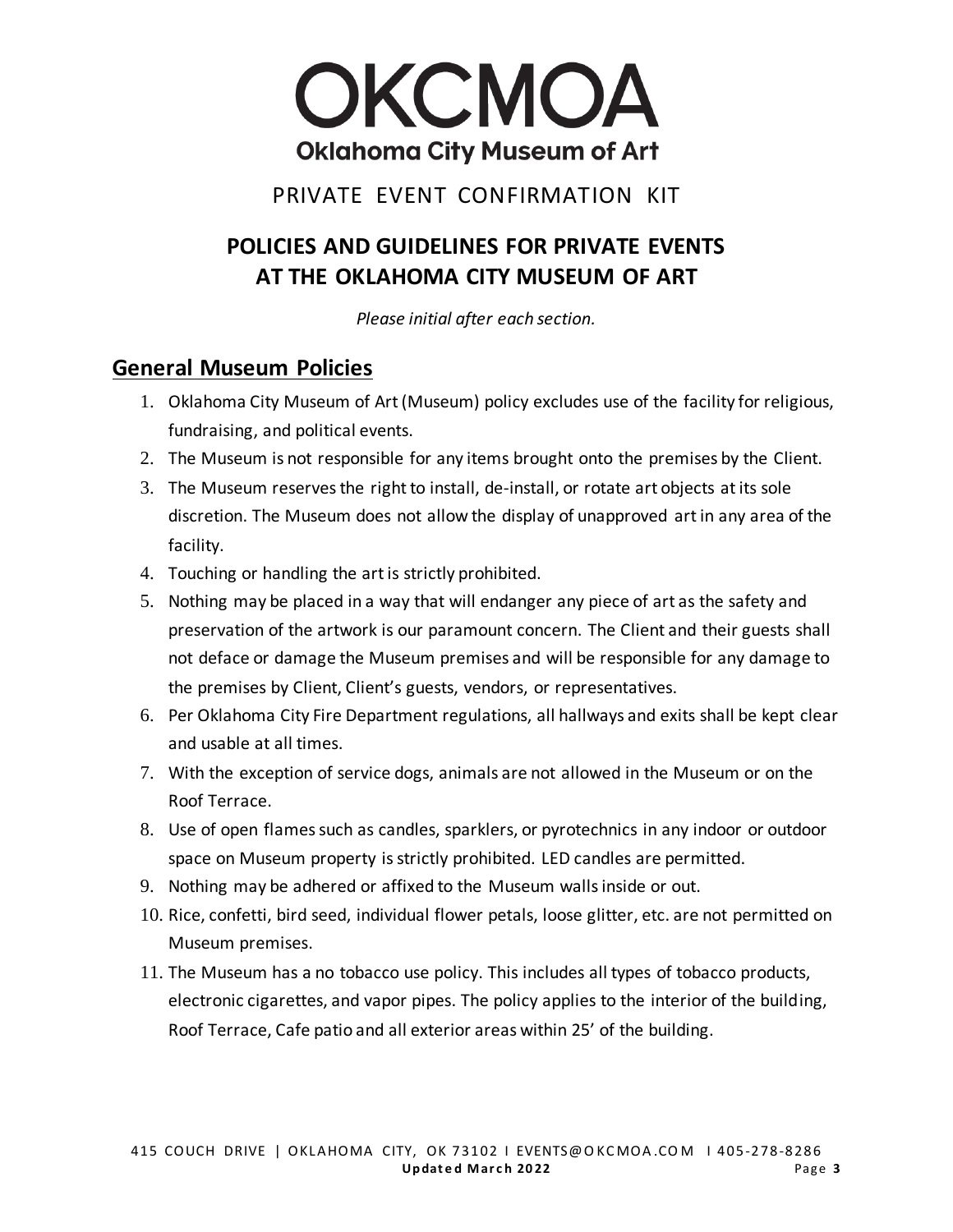# OKCMOA

**Oklahoma City Museum of Art**

PRIVATE EVENT CONFIRMATION KIT

## POLICIES AND GUIDELINES FOR PRIVATE EVENTS AT THE OKLAHOMA CITY MUSEUM OF ART

*Please initial after each section.*

## General Museum Policies

1. Oklahoma City Museum of Art (Museum) policy excludes use of the facility for religious, fundraising, and political events.
2. The Museum is not responsible for any items brought onto the premises by the Client.
3. The Museum reserves the right to install, de-install, or rotate art objects at its sole discretion. The Museum does not allow the display of unapproved art in any area of the facility.
4. Touching or handling the art is strictly prohibited.
5. Nothing may be placed in a way that will endanger any piece of art as the safety and preservation of the artwork is our paramount concern. The Client and their guests shall not deface or damage the Museum premises and will be responsible for any damage to the premises by Client, Client's guests, vendors, or representatives.
6. Per Oklahoma City Fire Department regulations, all hallways and exits shall be kept clear and usable at all times.
7. With the exception of service dogs, animals are not allowed in the Museum or on the Roof Terrace.
8. Use of open flames such as candles, sparklers, or pyrotechnics in any indoor or outdoor space on Museum property is strictly prohibited. LED candles are permitted.
9. Nothing may be adhered or affixed to the Museum walls inside or out.
10. Rice, confetti, bird seed, individual flower petals, loose glitter, etc. are not permitted on Museum premises.
11. The Museum has a no tobacco use policy. This includes all types of tobacco products, electronic cigarettes, and vapor pipes. The policy applies to the interior of the building, Roof Terrace, Cafe patio and all exterior areas within 25' of the building.

415 COUCH DRIVE | OKLAHOMA CITY, OK 73102 I EVENTS@OKCMOA.COM I 405-278-8286
**Updated March 2022**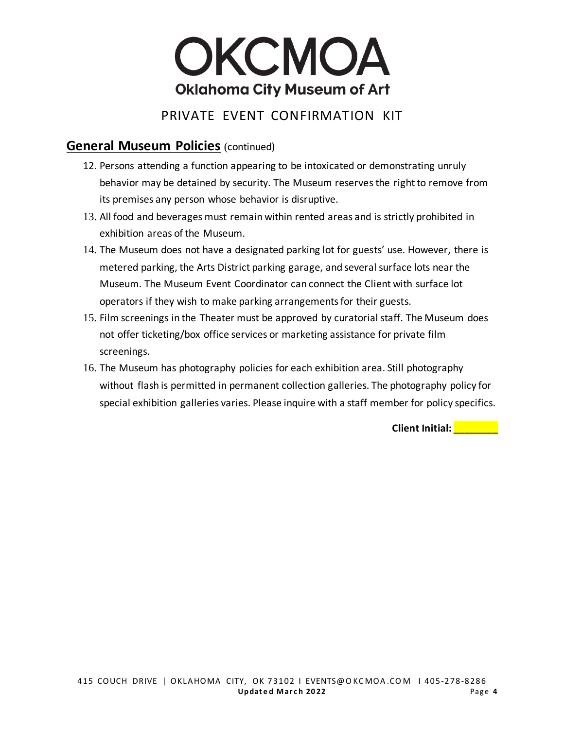# OKCMOA

**Oklahoma City Museum of Art**

PRIVATE EVENT CONFIRMATION KIT

## General Museum Policies (continued)

12. Persons attending a function appearing to be intoxicated or demonstrating unruly behavior may be detained by security. The Museum reserves the right to remove from its premises any person whose behavior is disruptive.
13. All food and beverages must remain within rented areas and is strictly prohibited in exhibition areas of the Museum.
14. The Museum does not have a designated parking lot for guests' use. However, there is metered parking, the Arts District parking garage, and several surface lots near the Museum. The Museum Event Coordinator can connect the Client with surface lot operators if they wish to make parking arrangements for their guests.
15. Film screenings in the Theater must be approved by curatorial staff. The Museum does not offer ticketing/box office services or marketing assistance for private film screenings.
16. The Museum has photography policies for each exhibition area. Still photography without flash is permitted in permanent collection galleries. The photography policy for special exhibition galleries varies. Please inquire with a staff member for policy specifics.

**Client Initial:** ________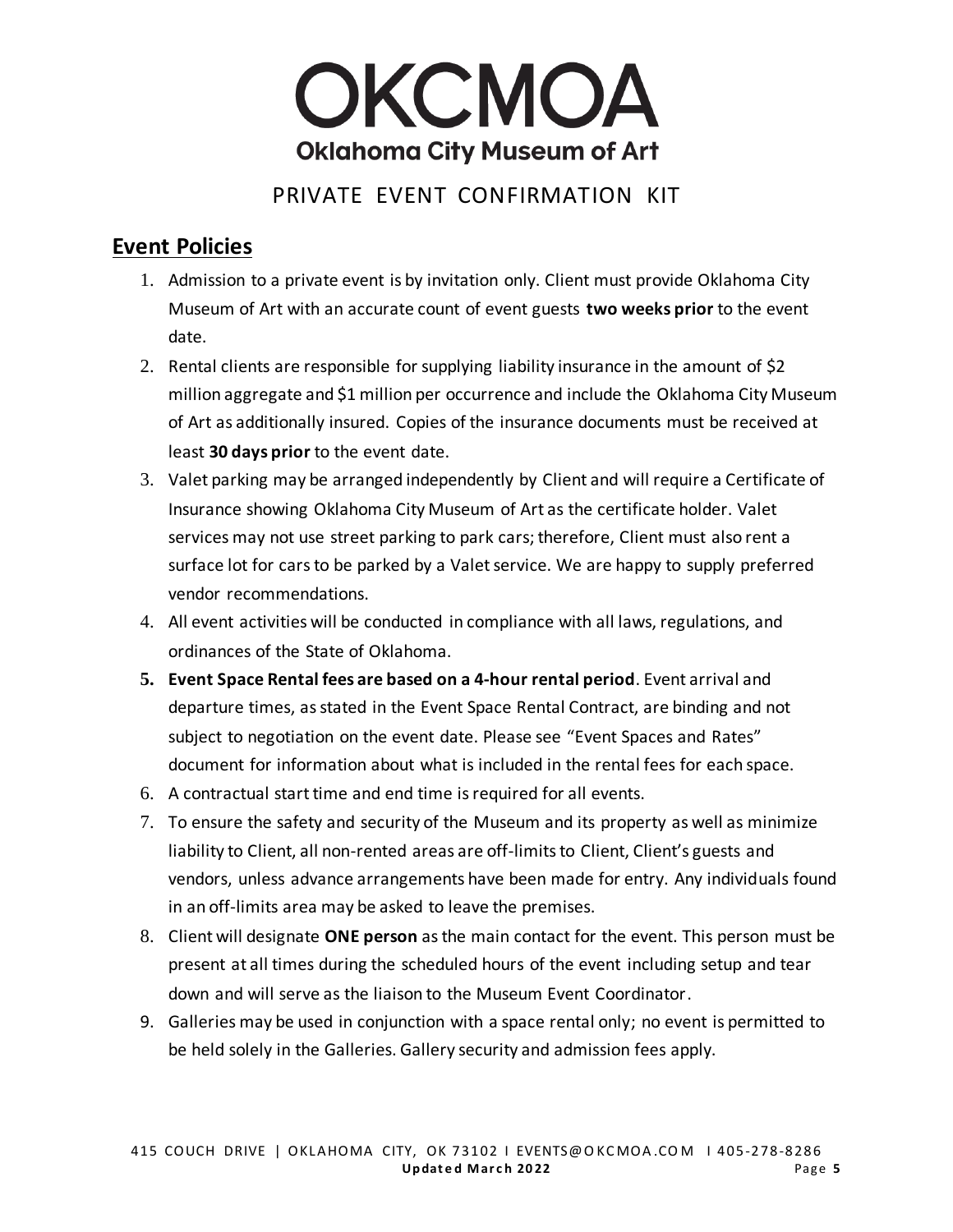# OKCMOA

**Oklahoma City Museum of Art**

PRIVATE EVENT CONFIRMATION KIT

## Event Policies

1. Admission to a private event is by invitation only. Client must provide Oklahoma City Museum of Art with an accurate count of event guests **two weeks prior** to the event date.
2. Rental clients are responsible for supplying liability insurance in the amount of $2 million aggregate and $1 million per occurrence and include the Oklahoma City Museum of Art as additionally insured. Copies of the insurance documents must be received at least **30 days prior** to the event date.
3. Valet parking may be arranged independently by Client and will require a Certificate of Insurance showing Oklahoma City Museum of Art as the certificate holder. Valet services may not use street parking to park cars; therefore, Client must also rent a surface lot for cars to be parked by a Valet service. We are happy to supply preferred vendor recommendations.
4. All event activities will be conducted in compliance with all laws, regulations, and ordinances of the State of Oklahoma.
5. **Event Space Rental fees are based on a 4-hour rental period**. Event arrival and departure times, as stated in the Event Space Rental Contract, are binding and not subject to negotiation on the event date. Please see "Event Spaces and Rates" document for information about what is included in the rental fees for each space.
6. A contractual start time and end time is required for all events.
7. To ensure the safety and security of the Museum and its property as well as minimize liability to Client, all non-rented areas are off-limits to Client, Client's guests and vendors, unless advance arrangements have been made for entry. Any individuals found in an off-limits area may be asked to leave the premises.
8. Client will designate **ONE person** as the main contact for the event. This person must be present at all times during the scheduled hours of the event including setup and tear down and will serve as the liaison to the Museum Event Coordinator.
9. Galleries may be used in conjunction with a space rental only; no event is permitted to be held solely in the Galleries. Gallery security and admission fees apply.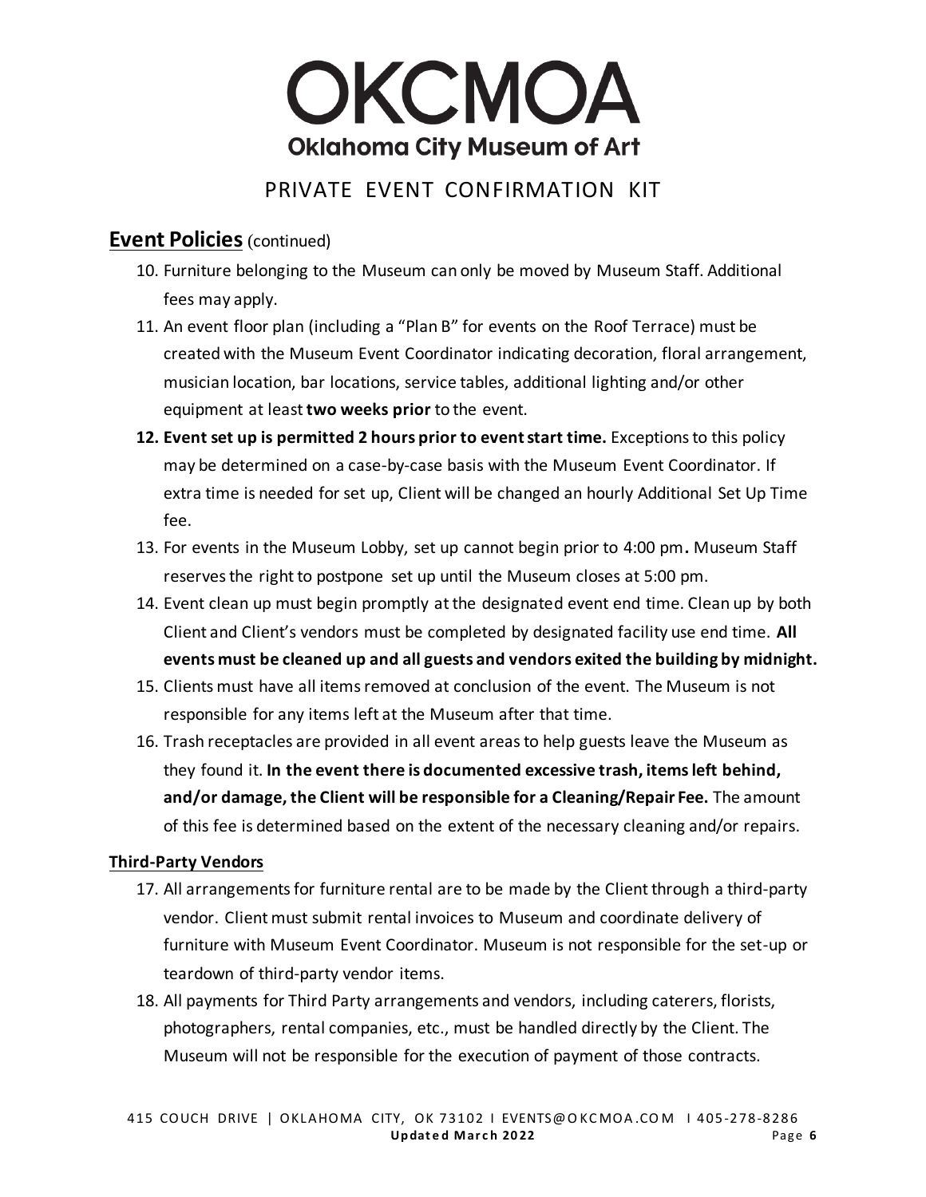# OKCMOA

**Oklahoma City Museum of Art**

PRIVATE EVENT CONFIRMATION KIT

## Event Policies (continued)

10. Furniture belonging to the Museum can only be moved by Museum Staff. Additional fees may apply.
11. An event floor plan (including a "Plan B" for events on the Roof Terrace) must be created with the Museum Event Coordinator indicating decoration, floral arrangement, musician location, bar locations, service tables, additional lighting and/or other equipment at least **two weeks prior** to the event.
12. **Event set up is permitted 2 hours prior to event start time.** Exceptions to this policy may be determined on a case-by-case basis with the Museum Event Coordinator. If extra time is needed for set up, Client will be changed an hourly Additional Set Up Time fee.
13. For events in the Museum Lobby, set up cannot begin prior to 4:00 pm**.** Museum Staff reserves the right to postpone set up until the Museum closes at 5:00 pm.
14. Event clean up must begin promptly at the designated event end time. Clean up by both Client and Client's vendors must be completed by designated facility use end time. **All events must be cleaned up and all guests and vendors exited the building by midnight.**
15. Clients must have all items removed at conclusion of the event. The Museum is not responsible for any items left at the Museum after that time.
16. Trash receptacles are provided in all event areas to help guests leave the Museum as they found it. **In the event there is documented excessive trash, items left behind, and/or damage, the Client will be responsible for a Cleaning/Repair Fee.** The amount of this fee is determined based on the extent of the necessary cleaning and/or repairs.

### Third-Party Vendors

17. All arrangements for furniture rental are to be made by the Client through a third-party vendor. Client must submit rental invoices to Museum and coordinate delivery of furniture with Museum Event Coordinator. Museum is not responsible for the set-up or teardown of third-party vendor items.
18. All payments for Third Party arrangements and vendors, including caterers, florists, photographers, rental companies, etc., must be handled directly by the Client. The Museum will not be responsible for the execution of payment of those contracts.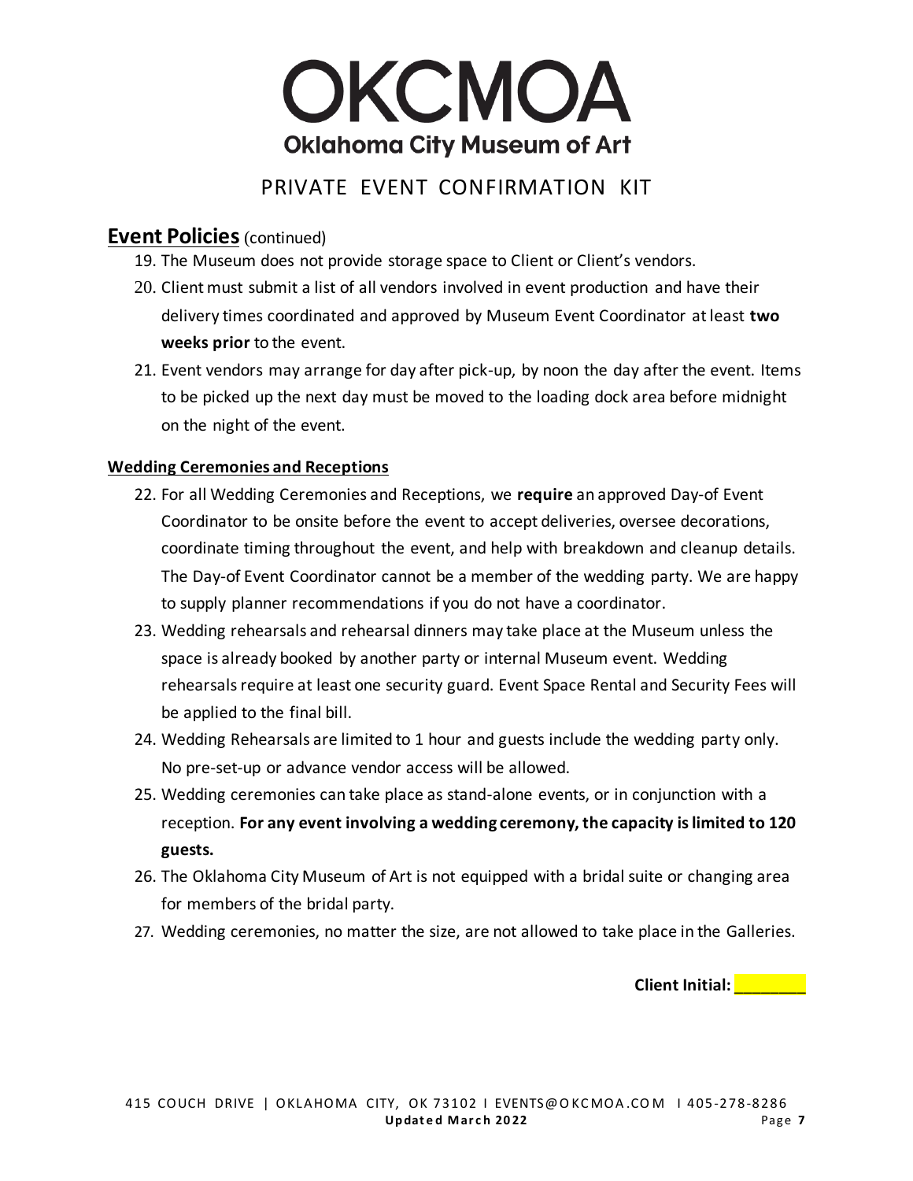# OKCMOA

**Oklahoma City Museum of Art**

PRIVATE EVENT CONFIRMATION KIT

## Event Policies (continued)

19. The Museum does not provide storage space to Client or Client's vendors.
20. Client must submit a list of all vendors involved in event production and have their delivery times coordinated and approved by Museum Event Coordinator at least **two weeks prior** to the event.
21. Event vendors may arrange for day after pick-up, by noon the day after the event. Items to be picked up the next day must be moved to the loading dock area before midnight on the night of the event.

### Wedding Ceremonies and Receptions

22. For all Wedding Ceremonies and Receptions, we **require** an approved Day-of Event Coordinator to be onsite before the event to accept deliveries, oversee decorations, coordinate timing throughout the event, and help with breakdown and cleanup details. The Day-of Event Coordinator cannot be a member of the wedding party. We are happy to supply planner recommendations if you do not have a coordinator.
23. Wedding rehearsals and rehearsal dinners may take place at the Museum unless the space is already booked by another party or internal Museum event. Wedding rehearsals require at least one security guard. Event Space Rental and Security Fees will be applied to the final bill.
24. Wedding Rehearsals are limited to 1 hour and guests include the wedding party only. No pre-set-up or advance vendor access will be allowed.
25. Wedding ceremonies can take place as stand-alone events, or in conjunction with a reception. **For any event involving a wedding ceremony, the capacity is limited to 120 guests.**
26. The Oklahoma City Museum of Art is not equipped with a bridal suite or changing area for members of the bridal party.
27. Wedding ceremonies, no matter the size, are not allowed to take place in the Galleries.

**Client Initial:** ________

415 COUCH DRIVE | OKLAHOMA CITY, OK 73102 I EVENTS@OKCMOA.COM I 405-278-8286

**Updated March 2022**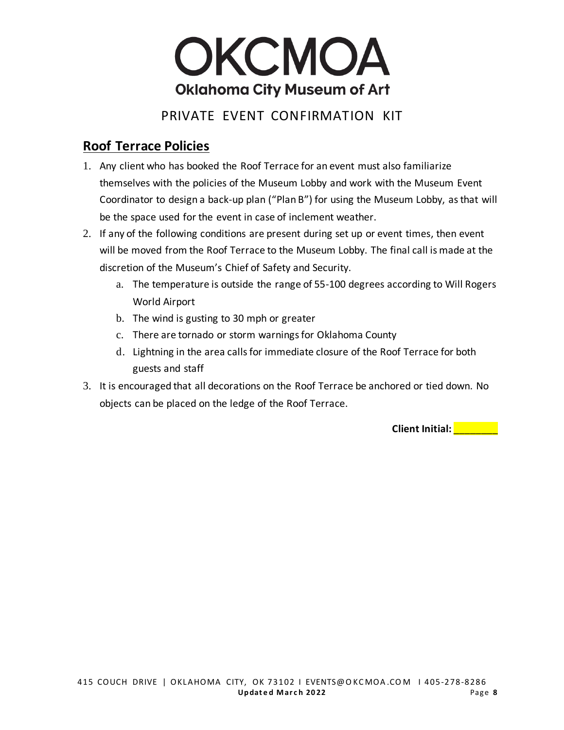# OKCMOA

**Oklahoma City Museum of Art**

## PRIVATE EVENT CONFIRMATION KIT

### Roof Terrace Policies

1. Any client who has booked the Roof Terrace for an event must also familiarize themselves with the policies of the Museum Lobby and work with the Museum Event Coordinator to design a back-up plan ("Plan B") for using the Museum Lobby, as that will be the space used for the event in case of inclement weather.
2. If any of the following conditions are present during set up or event times, then event will be moved from the Roof Terrace to the Museum Lobby. The final call is made at the discretion of the Museum's Chief of Safety and Security.
   a. The temperature is outside the range of 55-100 degrees according to Will Rogers World Airport
   b. The wind is gusting to 30 mph or greater
   c. There are tornado or storm warnings for Oklahoma County
   d. Lightning in the area calls for immediate closure of the Roof Terrace for both guests and staff
3. It is encouraged that all decorations on the Roof Terrace be anchored or tied down. No objects can be placed on the ledge of the Roof Terrace.

**Client Initial:** ________

415 COUCH DRIVE | OKLAHOMA CITY, OK 73102 I EVENTS@OKCMOA.COM I 405-278-8286
**Updated March 2022**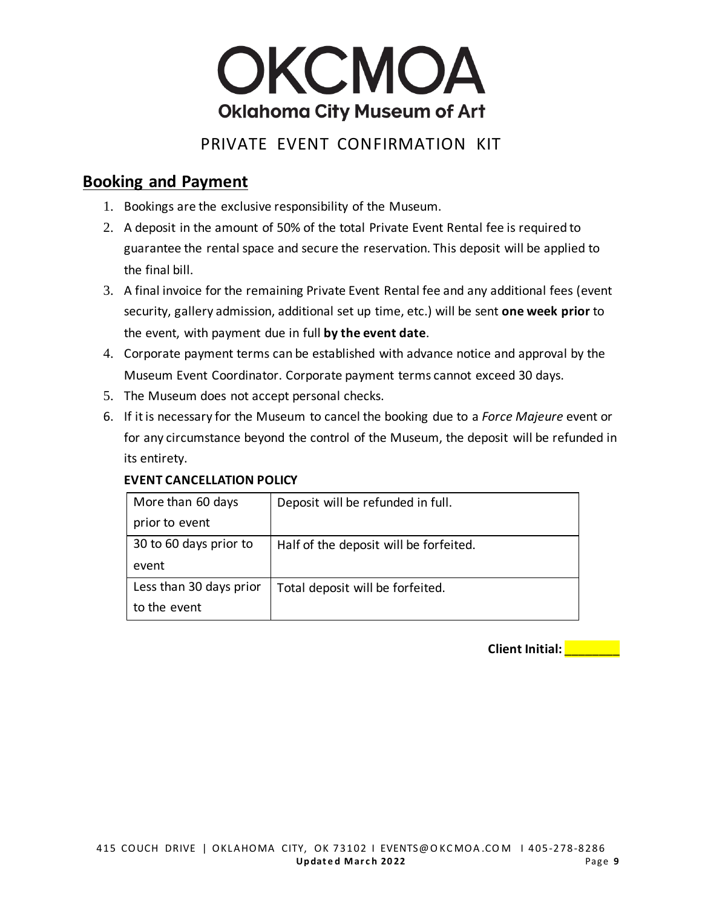# OKCMOA

**Oklahoma City Museum of Art**

## PRIVATE EVENT CONFIRMATION KIT

## Booking and Payment

1. Bookings are the exclusive responsibility of the Museum.
2. A deposit in the amount of 50% of the total Private Event Rental fee is required to guarantee the rental space and secure the reservation. This deposit will be applied to the final bill.
3. A final invoice for the remaining Private Event Rental fee and any additional fees (event security, gallery admission, additional set up time, etc.) will be sent **one week prior** to the event, with payment due in full **by the event date**.
4. Corporate payment terms can be established with advance notice and approval by the Museum Event Coordinator. Corporate payment terms cannot exceed 30 days.
5. The Museum does not accept personal checks.
6. If it is necessary for the Museum to cancel the booking due to a *Force Majeure* event or for any circumstance beyond the control of the Museum, the deposit will be refunded in its entirety.

**EVENT CANCELLATION POLICY**

| | |
|---|---|
| More than 60 days prior to event | Deposit will be refunded in full. |
| 30 to 60 days prior to event | Half of the deposit will be forfeited. |
| Less than 30 days prior to the event | Total deposit will be forfeited. |

**Client Initial: ________**

415 COUCH DRIVE | OKLAHOMA CITY, OK 73102 I EVENTS@OKCMOA.COM I 405-278-8286

**Updated March 2022**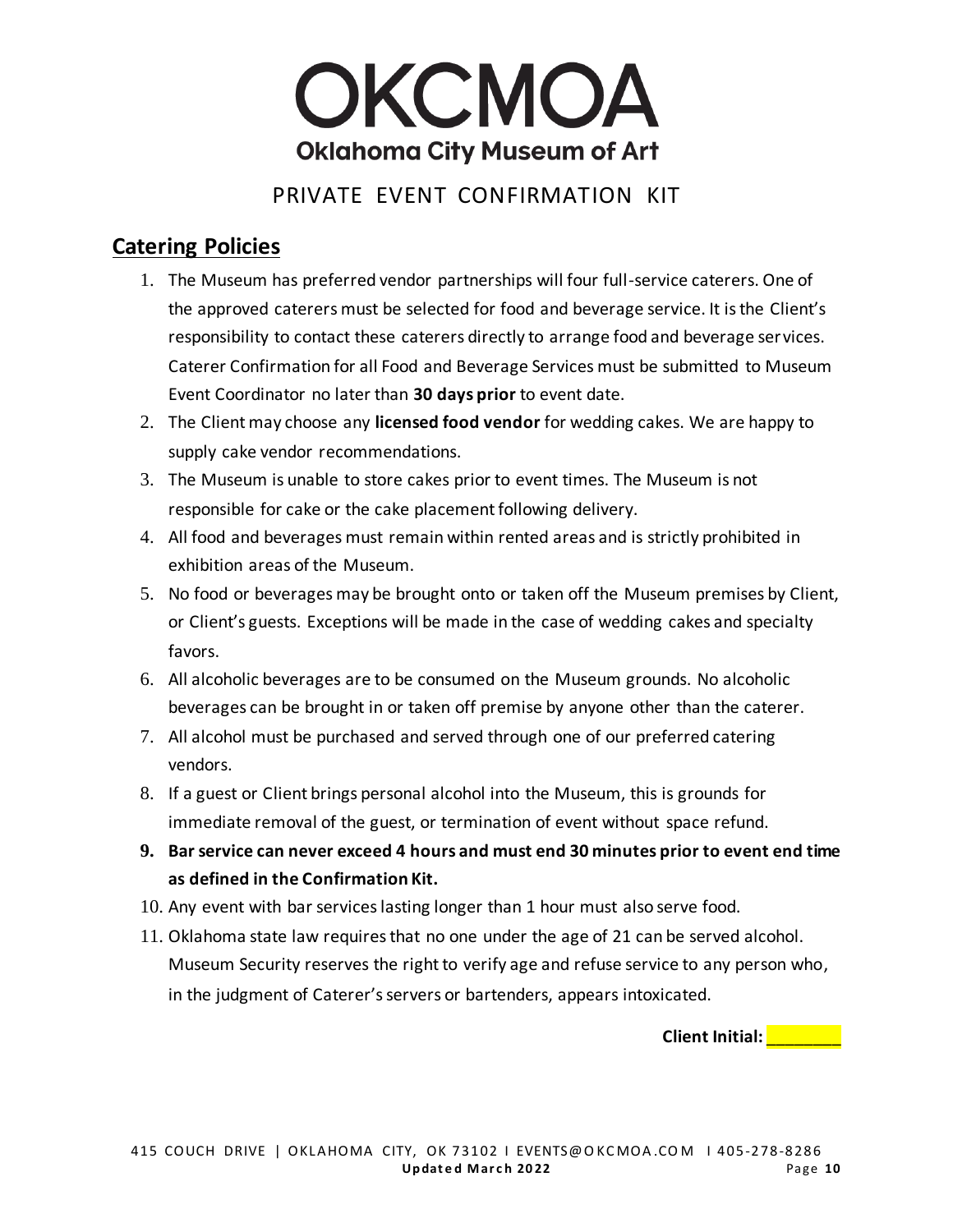# OKCMOA

**Oklahoma City Museum of Art**

## PRIVATE EVENT CONFIRMATION KIT

## Catering Policies

1. The Museum has preferred vendor partnerships will four full-service caterers. One of the approved caterers must be selected for food and beverage service. It is the Client's responsibility to contact these caterers directly to arrange food and beverage services. Caterer Confirmation for all Food and Beverage Services must be submitted to Museum Event Coordinator no later than **30 days prior** to event date.
2. The Client may choose any **licensed food vendor** for wedding cakes. We are happy to supply cake vendor recommendations.
3. The Museum is unable to store cakes prior to event times. The Museum is not responsible for cake or the cake placement following delivery.
4. All food and beverages must remain within rented areas and is strictly prohibited in exhibition areas of the Museum.
5. No food or beverages may be brought onto or taken off the Museum premises by Client, or Client's guests. Exceptions will be made in the case of wedding cakes and specialty favors.
6. All alcoholic beverages are to be consumed on the Museum grounds. No alcoholic beverages can be brought in or taken off premise by anyone other than the caterer.
7. All alcohol must be purchased and served through one of our preferred catering vendors.
8. If a guest or Client brings personal alcohol into the Museum, this is grounds for immediate removal of the guest, or termination of event without space refund.
9. **Bar service can never exceed 4 hours and must end 30 minutes prior to event end time as defined in the Confirmation Kit.**
10. Any event with bar services lasting longer than 1 hour must also serve food.
11. Oklahoma state law requires that no one under the age of 21 can be served alcohol. Museum Security reserves the right to verify age and refuse service to any person who, in the judgment of Caterer's servers or bartenders, appears intoxicated.

**Client Initial:** ________

415 COUCH DRIVE | OKLAHOMA CITY, OK 73102 I EVENTS@OKCMOA.COM I 405-278-8286
**Updated March 2022**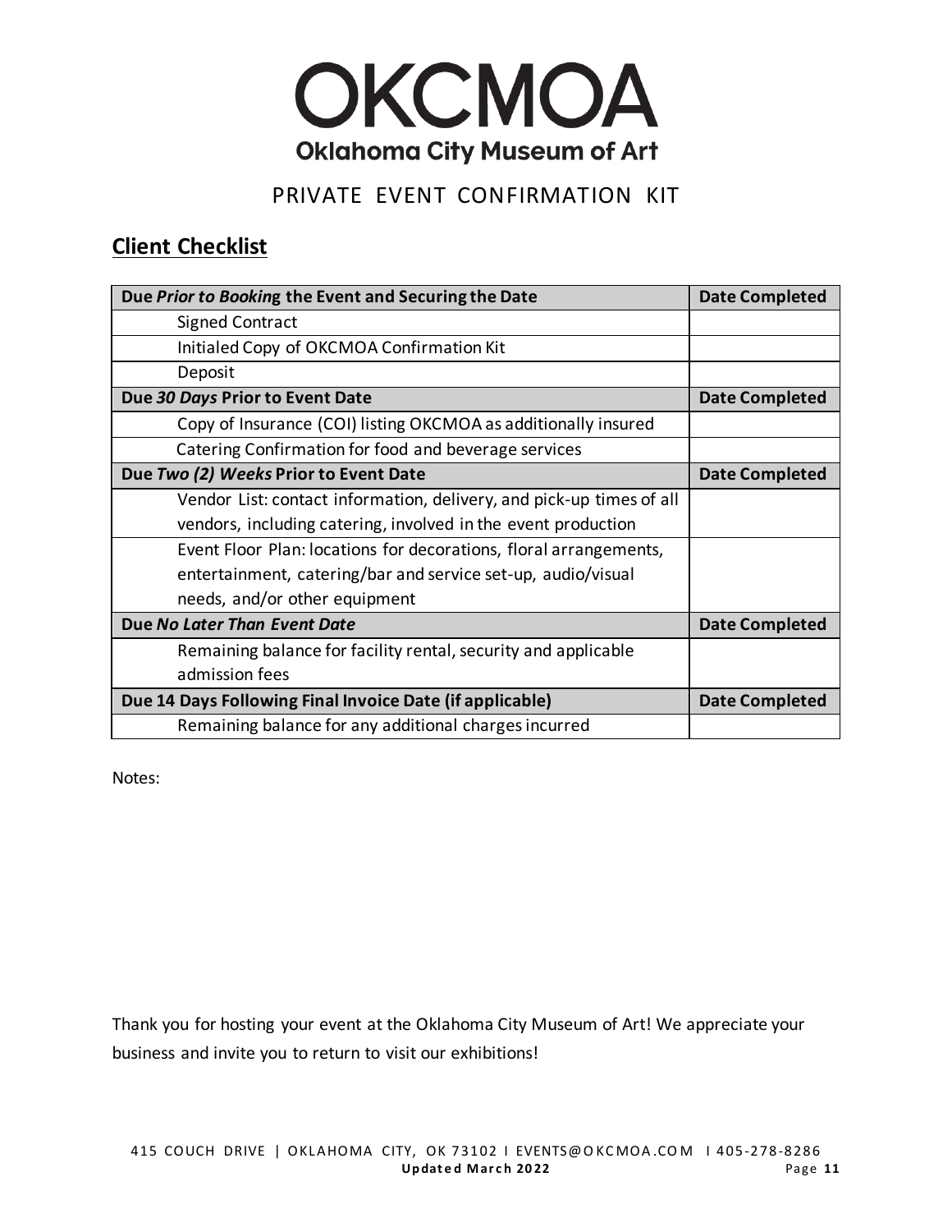# OKCMOA

**Oklahoma City Museum of Art**

## PRIVATE EVENT CONFIRMATION KIT

## Client Checklist

| Due *Prior to Booking* the Event and Securing the Date | Date Completed |
|---|---|
| Signed Contract | |
| Initialed Copy of OKCMOA Confirmation Kit | |
| Deposit | |
| **Due *30 Days* Prior to Event Date** | **Date Completed** |
| Copy of Insurance (COI) listing OKCMOA as additionally insured | |
| Catering Confirmation for food and beverage services | |
| **Due *Two (2) Weeks* Prior to Event Date** | **Date Completed** |
| Vendor List: contact information, delivery, and pick-up times of all vendors, including catering, involved in the event production | |
| Event Floor Plan: locations for decorations, floral arrangements, entertainment, catering/bar and service set-up, audio/visual needs, and/or other equipment | |
| **Due *No Later Than Event Date*** | **Date Completed** |
| Remaining balance for facility rental, security and applicable admission fees | |
| **Due 14 Days Following Final Invoice Date (if applicable)** | **Date Completed** |
| Remaining balance for any additional charges incurred | |

Notes:

Thank you for hosting your event at the Oklahoma City Museum of Art! We appreciate your business and invite you to return to visit our exhibitions!

415 COUCH DRIVE | OKLAHOMA CITY, OK 73102 I EVENTS@OKCMOA.COM I 405-278-8286
**Updated March 2022**